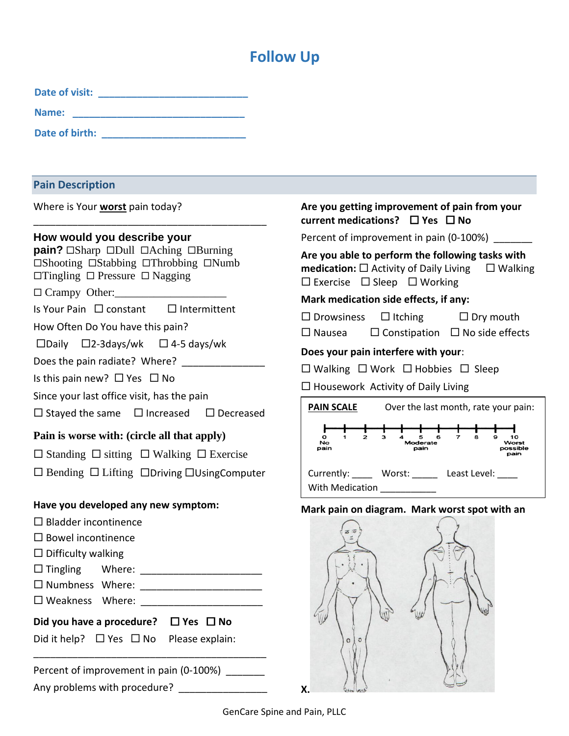# Follow Up

**Date of visit:** ___________________________

**Name:** _______________________________

**Date of birth:** __________________________

## Pain Description

Where is Your **worst** pain today? __________________________________________

**How would you describe your pain?** ☐Sharp ☐Dull ☐Aching ☐Burning ☐Shooting ☐Stabbing ☐Throbbing ☐Numb ☐Tingling ☐ Pressure ☐ Nagging ☐ Crampy Other:____________________

Is Your Pain ☐ constant ☐ Intermittent

How Often Do You have this pain?

☐Daily ☐2-3days/wk ☐ 4-5 days/wk

Does the pain radiate? Where? _______________

Is this pain new? ☐ Yes ☐ No

Since your last office visit, has the pain

☐ Stayed the same ☐ Increased ☐ Decreased

**Pain is worse with: (circle all that apply)**

☐ Standing ☐ sitting ☐ Walking ☐ Exercise

☐ Bending ☐ Lifting ☐Driving ☐UsingComputer

**Have you developed any new symptom:**

☐ Bladder incontinence
☐ Bowel incontinence
☐ Difficulty walking
☐ Tingling Where: ______________________
☐ Numbness Where: ______________________
☐ Weakness Where: ______________________

**Did you have a procedure?** ☐ **Yes** ☐ **No**

Did it help? ☐ Yes ☐ No Please explain:

__________________________________________

Percent of improvement in pain (0-100%) _______

Any problems with procedure? ________________

**Are you getting improvement of pain from your current medications?** ☐ **Yes** ☐ **No**

Percent of improvement in pain (0-100%) _______

**Are you able to perform the following tasks with medication:** ☐ Activity of Daily Living ☐ Walking ☐ Exercise ☐ Sleep ☐ Working

**Mark medication side effects, if any:**

☐ Drowsiness ☐ Itching ☐ Dry mouth
☐ Nausea ☐ Constipation ☐ No side effects

**Does your pain interfere with your**:

☐ Walking ☐ Work ☐ Hobbies ☐ Sleep
☐ Housework Activity of Daily Living

**PAIN SCALE** Over the last month, rate your pain:

0 No pain — 1 — 2 — 3 — 4 — 5 Moderate pain — 6 — 7 — 8 — 9 — 10 Worst possible pain

Currently: ____ Worst: _____ Least Level: ____
With Medication ___________

**Mark pain on diagram. Mark worst spot with an X.**

GenCare Spine and Pain, PLLC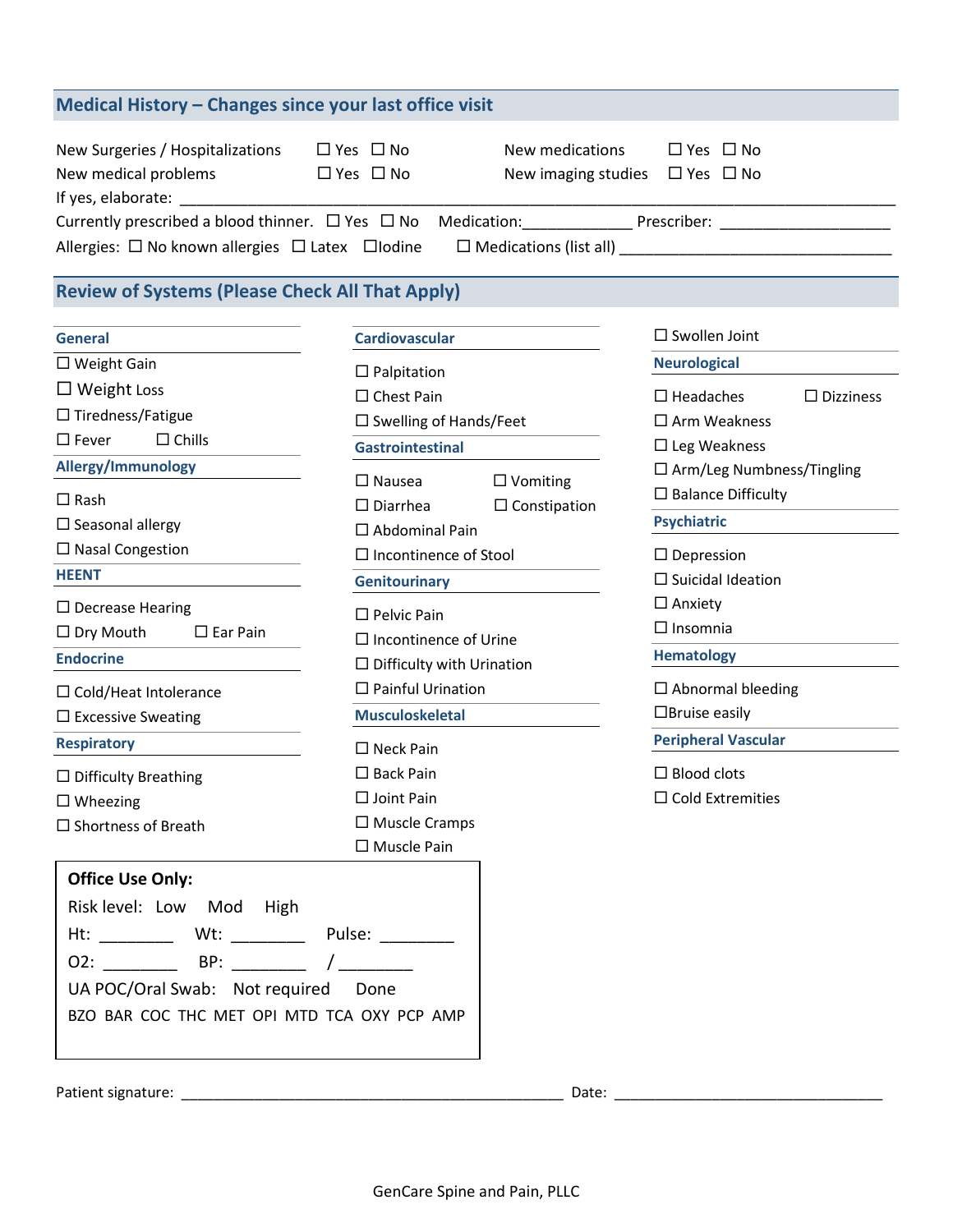## Medical History – Changes since your last office visit

New Surgeries / Hospitalizations ☐ Yes ☐ No     New medications ☐ Yes ☐ No

New medical problems ☐ Yes ☐ No     New imaging studies ☐ Yes ☐ No

If yes, elaborate: ______________________________________________________________________________

Currently prescribed a blood thinner. ☐ Yes ☐ No Medication:____________ Prescriber: ___________________

Allergies: ☐ No known allergies ☐ Latex ☐Iodine ☐ Medications (list all) ______________________________

## Review of Systems (Please Check All That Apply)

**General**

☐ Weight Gain

☐ Weight Loss

☐ Tiredness/Fatigue

☐ Fever ☐ Chills

**Allergy/Immunology**

☐ Rash

☐ Seasonal allergy

☐ Nasal Congestion

**HEENT**

☐ Decrease Hearing

☐ Dry Mouth ☐ Ear Pain

**Endocrine**

☐ Cold/Heat Intolerance

☐ Excessive Sweating

**Respiratory**

☐ Difficulty Breathing

☐ Wheezing

☐ Shortness of Breath

**Cardiovascular**

☐ Palpitation

☐ Chest Pain

☐ Swelling of Hands/Feet

**Gastrointestinal**

☐ Nausea ☐ Vomiting

☐ Diarrhea ☐ Constipation

☐ Abdominal Pain

☐ Incontinence of Stool

**Genitourinary**

☐ Pelvic Pain

☐ Incontinence of Urine

☐ Difficulty with Urination

☐ Painful Urination

**Musculoskeletal**

☐ Neck Pain

☐ Back Pain

☐ Joint Pain

☐ Muscle Cramps

☐ Muscle Pain

☐ Swollen Joint

**Neurological**

☐ Headaches ☐ Dizziness

☐ Arm Weakness

☐ Leg Weakness

☐ Arm/Leg Numbness/Tingling

☐ Balance Difficulty

**Psychiatric**

☐ Depression

☐ Suicidal Ideation

☐ Anxiety

☐ Insomnia

**Hematology**

☐ Abnormal bleeding

☐Bruise easily

**Peripheral Vascular**

☐ Blood clots

☐ Cold Extremities

**Office Use Only:**

Risk level: Low Mod High

Ht: _______ Wt: ________ Pulse: ________

O2: ________ BP: ________ / ________

UA POC/Oral Swab: Not required Done

BZO BAR COC THC MET OPI MTD TCA OXY PCP AMP

Patient signature: ______________________________________________ Date: _______________________________

GenCare Spine and Pain, PLLC